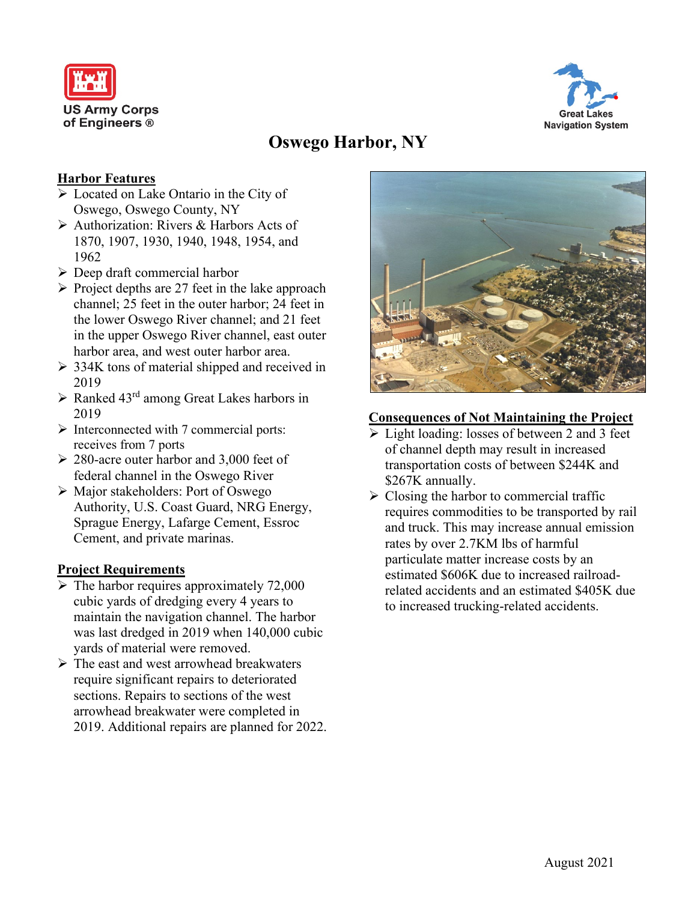US Army Corps of Engineers ®

Great Lakes Navigation System

# Oswego Harbor, NY

## Harbor Features

- Located on Lake Ontario in the City of Oswego, Oswego County, NY
- Authorization: Rivers & Harbors Acts of 1870, 1907, 1930, 1940, 1948, 1954, and 1962
- Deep draft commercial harbor
- Project depths are 27 feet in the lake approach channel; 25 feet in the outer harbor; 24 feet in the lower Oswego River channel; and 21 feet in the upper Oswego River channel, east outer harbor area, and west outer harbor area.
- 334K tons of material shipped and received in 2019
- Ranked 43rd among Great Lakes harbors in 2019
- Interconnected with 7 commercial ports: receives from 7 ports
- 280-acre outer harbor and 3,000 feet of federal channel in the Oswego River
- Major stakeholders: Port of Oswego Authority, U.S. Coast Guard, NRG Energy, Sprague Energy, Lafarge Cement, Essroc Cement, and private marinas.

## Project Requirements

- The harbor requires approximately 72,000 cubic yards of dredging every 4 years to maintain the navigation channel. The harbor was last dredged in 2019 when 140,000 cubic yards of material were removed.
- The east and west arrowhead breakwaters require significant repairs to deteriorated sections. Repairs to sections of the west arrowhead breakwater were completed in 2019. Additional repairs are planned for 2022.

## Consequences of Not Maintaining the Project

- Light loading: losses of between 2 and 3 feet of channel depth may result in increased transportation costs of between $244K and $267K annually.
- Closing the harbor to commercial traffic requires commodities to be transported by rail and truck. This may increase annual emission rates by over 2.7KM lbs of harmful particulate matter increase costs by an estimated $606K due to increased railroad-related accidents and an estimated $405K due to increased trucking-related accidents.

August 2021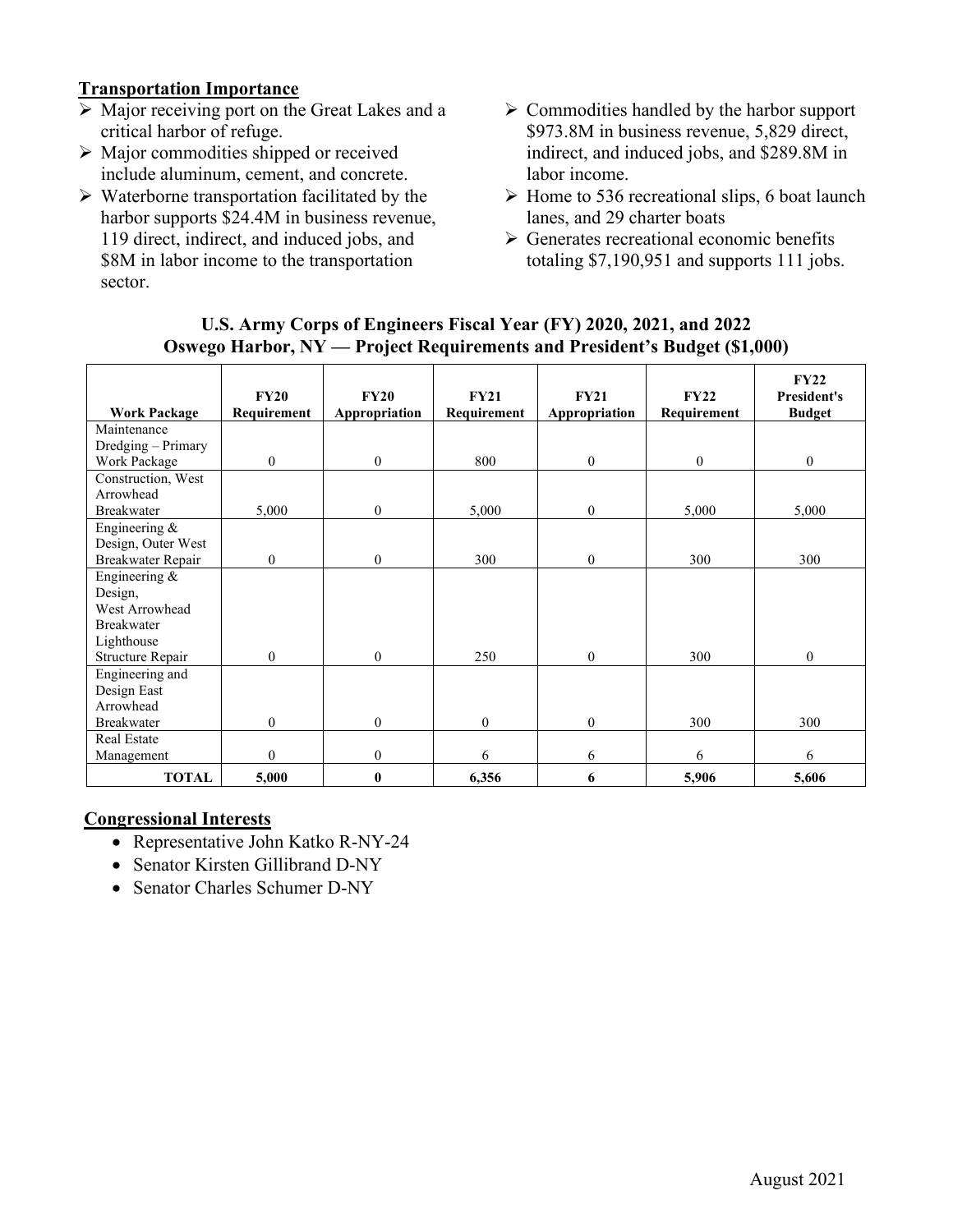## Transportation Importance

- Major receiving port on the Great Lakes and a critical harbor of refuge.
- Major commodities shipped or received include aluminum, cement, and concrete.
- Waterborne transportation facilitated by the harbor supports $24.4M in business revenue, 119 direct, indirect, and induced jobs, and $8M in labor income to the transportation sector.
- Commodities handled by the harbor support $973.8M in business revenue, 5,829 direct, indirect, and induced jobs, and $289.8M in labor income.
- Home to 536 recreational slips, 6 boat launch lanes, and 29 charter boats
- Generates recreational economic benefits totaling $7,190,951 and supports 111 jobs.

**U.S. Army Corps of Engineers Fiscal Year (FY) 2020, 2021, and 2022**
**Oswego Harbor, NY — Project Requirements and President's Budget ($1,000)**

| Work Package | FY20 Requirement | FY20 Appropriation | FY21 Requirement | FY21 Appropriation | FY22 Requirement | FY22 President's Budget |
|---|---|---|---|---|---|---|
| Maintenance Dredging – Primary Work Package | 0 | 0 | 800 | 0 | 0 | 0 |
| Construction, West Arrowhead Breakwater | 5,000 | 0 | 5,000 | 0 | 5,000 | 5,000 |
| Engineering & Design, Outer West Breakwater Repair | 0 | 0 | 300 | 0 | 300 | 300 |
| Engineering & Design, West Arrowhead Breakwater Lighthouse Structure Repair | 0 | 0 | 250 | 0 | 300 | 0 |
| Engineering and Design East Arrowhead Breakwater | 0 | 0 | 0 | 0 | 300 | 300 |
| Real Estate Management | 0 | 0 | 6 | 6 | 6 | 6 |
| **TOTAL** | **5,000** | **0** | **6,356** | **6** | **5,906** | **5,606** |

## Congressional Interests

- Representative John Katko R-NY-24
- Senator Kirsten Gillibrand D-NY
- Senator Charles Schumer D-NY

August 2021